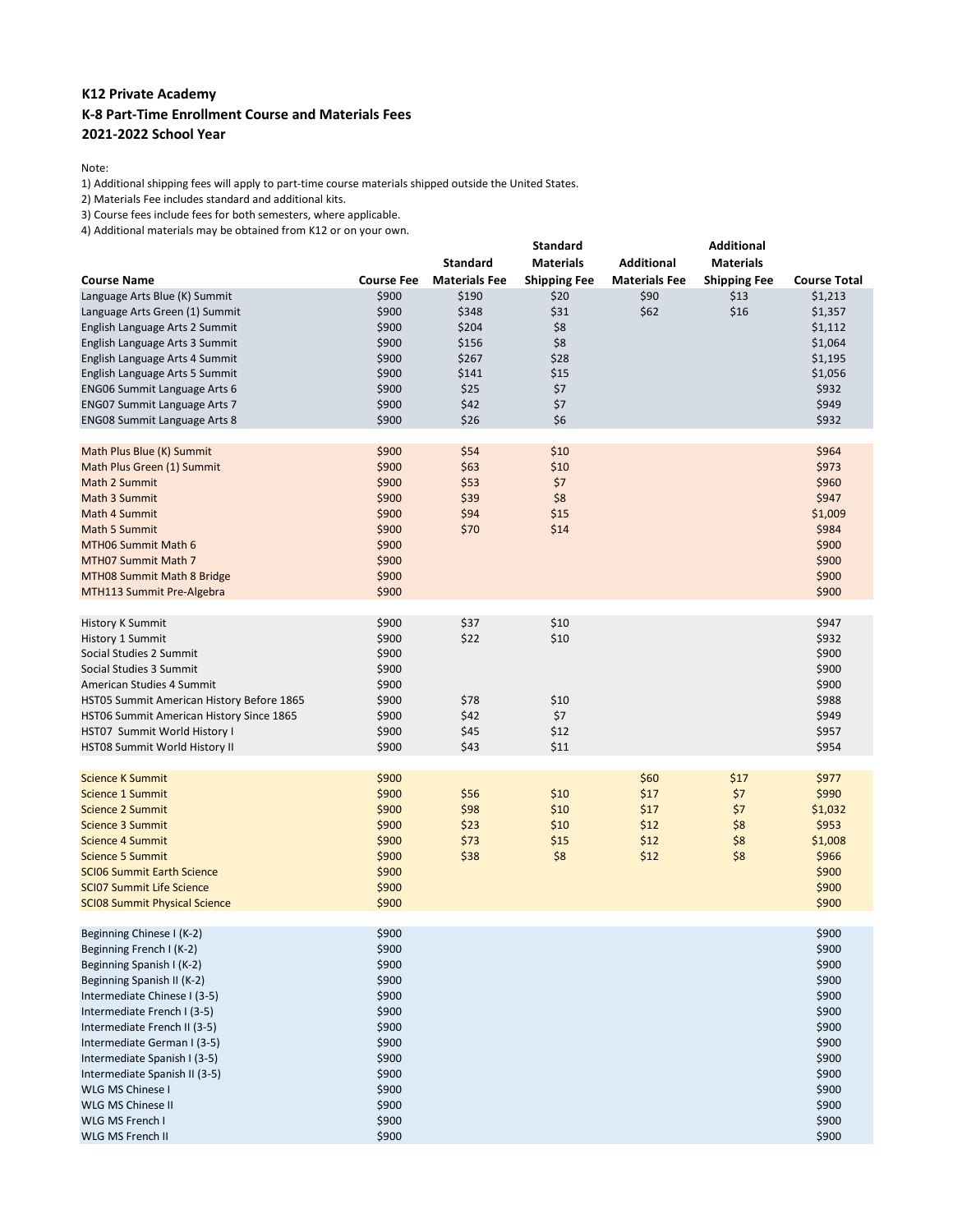**K12 Private Academy**
**K-8 Part-Time Enrollment Course and Materials Fees**
**2021-2022 School Year**

Note:
1) Additional shipping fees will apply to part-time course materials shipped outside the United States.
2) Materials Fee includes standard and additional kits.
3) Course fees include fees for both semesters, where applicable.
4) Additional materials may be obtained from K12 or on your own.

| Course Name | Course Fee | Standard Materials Fee | Standard Materials Shipping Fee | Additional Materials Fee | Additional Materials Shipping Fee | Course Total |
|---|---|---|---|---|---|---|
| Language Arts Blue (K) Summit | $900 | $190 | $20 | $90 | $13 | $1,213 |
| Language Arts Green (1) Summit | $900 | $348 | $31 | $62 | $16 | $1,357 |
| English Language Arts 2 Summit | $900 | $204 | $8 | | | $1,112 |
| English Language Arts 3 Summit | $900 | $156 | $8 | | | $1,064 |
| English Language Arts 4 Summit | $900 | $267 | $28 | | | $1,195 |
| English Language Arts 5 Summit | $900 | $141 | $15 | | | $1,056 |
| ENG06 Summit Language Arts 6 | $900 | $25 | $7 | | | $932 |
| ENG07 Summit Language Arts 7 | $900 | $42 | $7 | | | $949 |
| ENG08 Summit Language Arts 8 | $900 | $26 | $6 | | | $932 |
| Math Plus Blue (K) Summit | $900 | $54 | $10 | | | $964 |
| Math Plus Green (1) Summit | $900 | $63 | $10 | | | $973 |
| Math 2 Summit | $900 | $53 | $7 | | | $960 |
| Math 3 Summit | $900 | $39 | $8 | | | $947 |
| Math 4 Summit | $900 | $94 | $15 | | | $1,009 |
| Math 5 Summit | $900 | $70 | $14 | | | $984 |
| MTH06 Summit Math 6 | $900 | | | | | $900 |
| MTH07 Summit Math 7 | $900 | | | | | $900 |
| MTH08 Summit Math 8 Bridge | $900 | | | | | $900 |
| MTH113 Summit Pre-Algebra | $900 | | | | | $900 |
| History K Summit | $900 | $37 | $10 | | | $947 |
| History 1 Summit | $900 | $22 | $10 | | | $932 |
| Social Studies 2 Summit | $900 | | | | | $900 |
| Social Studies 3 Summit | $900 | | | | | $900 |
| American Studies 4 Summit | $900 | | | | | $900 |
| HST05 Summit American History Before 1865 | $900 | $78 | $10 | | | $988 |
| HST06 Summit American History Since 1865 | $900 | $42 | $7 | | | $949 |
| HST07 Summit World History I | $900 | $45 | $12 | | | $957 |
| HST08 Summit World History II | $900 | $43 | $11 | | | $954 |
| Science K Summit | $900 | | | $60 | $17 | $977 |
| Science 1 Summit | $900 | $56 | $10 | $17 | $7 | $990 |
| Science 2 Summit | $900 | $98 | $10 | $17 | $7 | $1,032 |
| Science 3 Summit | $900 | $23 | $10 | $12 | $8 | $953 |
| Science 4 Summit | $900 | $73 | $15 | $12 | $8 | $1,008 |
| Science 5 Summit | $900 | $38 | $8 | $12 | $8 | $966 |
| SCI06 Summit Earth Science | $900 | | | | | $900 |
| SCI07 Summit Life Science | $900 | | | | | $900 |
| SCI08 Summit Physical Science | $900 | | | | | $900 |
| Beginning Chinese I (K-2) | $900 | | | | | $900 |
| Beginning French I (K-2) | $900 | | | | | $900 |
| Beginning Spanish I (K-2) | $900 | | | | | $900 |
| Beginning Spanish II (K-2) | $900 | | | | | $900 |
| Intermediate Chinese I (3-5) | $900 | | | | | $900 |
| Intermediate French I (3-5) | $900 | | | | | $900 |
| Intermediate French II (3-5) | $900 | | | | | $900 |
| Intermediate German I (3-5) | $900 | | | | | $900 |
| Intermediate Spanish I (3-5) | $900 | | | | | $900 |
| Intermediate Spanish II (3-5) | $900 | | | | | $900 |
| WLG MS Chinese I | $900 | | | | | $900 |
| WLG MS Chinese II | $900 | | | | | $900 |
| WLG MS French I | $900 | | | | | $900 |
| WLG MS French II | $900 | | | | | $900 |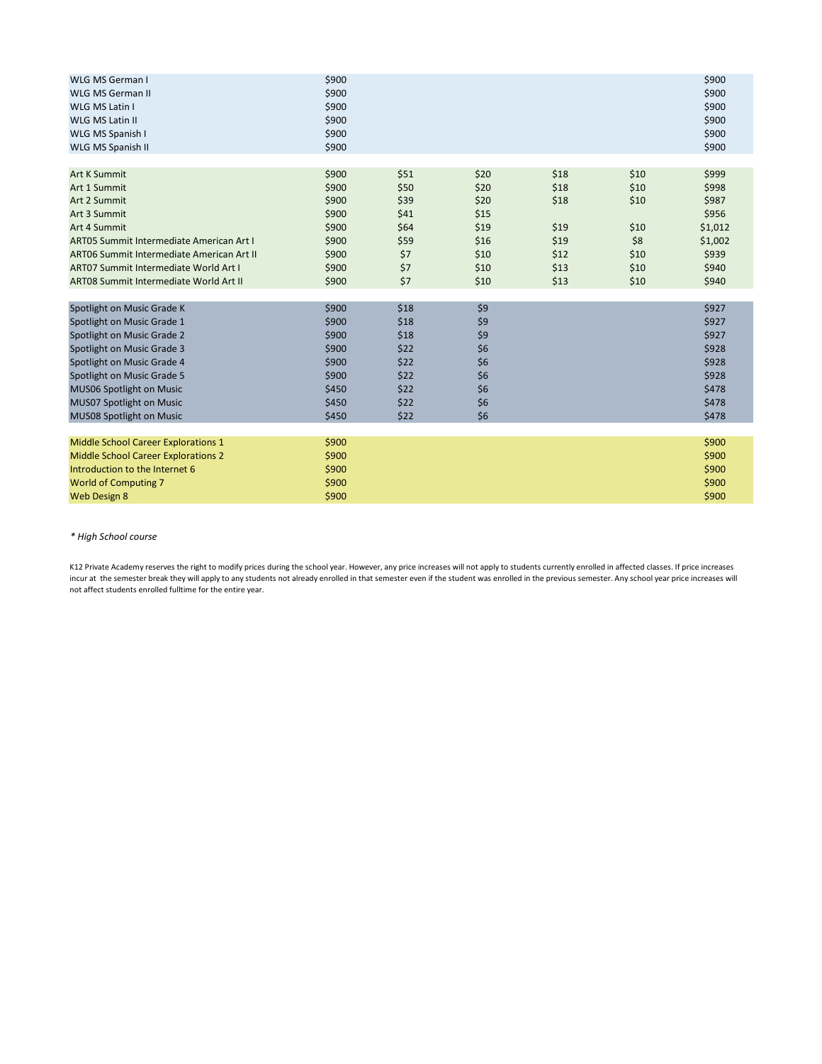| | | | | | | |
|---|---|---|---|---|---|---|
| WLG MS German I | $900 | | | | | $900 |
| WLG MS German II | $900 | | | | | $900 |
| WLG MS Latin I | $900 | | | | | $900 |
| WLG MS Latin II | $900 | | | | | $900 |
| WLG MS Spanish I | $900 | | | | | $900 |
| WLG MS Spanish II | $900 | | | | | $900 |
| | | | | | | |
| Art K Summit | $900 | $51 | $20 | $18 | $10 | $999 |
| Art 1 Summit | $900 | $50 | $20 | $18 | $10 | $998 |
| Art 2 Summit | $900 | $39 | $20 | $18 | $10 | $987 |
| Art 3 Summit | $900 | $41 | $15 | | | $956 |
| Art 4 Summit | $900 | $64 | $19 | $19 | $10 | $1,012 |
| ART05 Summit Intermediate American Art I | $900 | $59 | $16 | $19 | $8 | $1,002 |
| ART06 Summit Intermediate American Art II | $900 | $7 | $10 | $12 | $10 | $939 |
| ART07 Summit Intermediate World Art I | $900 | $7 | $10 | $13 | $10 | $940 |
| ART08 Summit Intermediate World Art II | $900 | $7 | $10 | $13 | $10 | $940 |
| | | | | | | |
| Spotlight on Music Grade K | $900 | $18 | $9 | | | $927 |
| Spotlight on Music Grade 1 | $900 | $18 | $9 | | | $927 |
| Spotlight on Music Grade 2 | $900 | $18 | $9 | | | $927 |
| Spotlight on Music Grade 3 | $900 | $22 | $6 | | | $928 |
| Spotlight on Music Grade 4 | $900 | $22 | $6 | | | $928 |
| Spotlight on Music Grade 5 | $900 | $22 | $6 | | | $928 |
| MUS06 Spotlight on Music | $450 | $22 | $6 | | | $478 |
| MUS07 Spotlight on Music | $450 | $22 | $6 | | | $478 |
| MUS08 Spotlight on Music | $450 | $22 | $6 | | | $478 |
| | | | | | | |
| Middle School Career Explorations 1 | $900 | | | | | $900 |
| Middle School Career Explorations 2 | $900 | | | | | $900 |
| Introduction to the Internet 6 | $900 | | | | | $900 |
| World of Computing 7 | $900 | | | | | $900 |
| Web Design 8 | $900 | | | | | $900 |

*\* High School course*

K12 Private Academy reserves the right to modify prices during the school year. However, any price increases will not apply to students currently enrolled in affected classes. If price increases incur at the semester break they will apply to any students not already enrolled in that semester even if the student was enrolled in the previous semester. Any school year price increases will not affect students enrolled fulltime for the entire year.